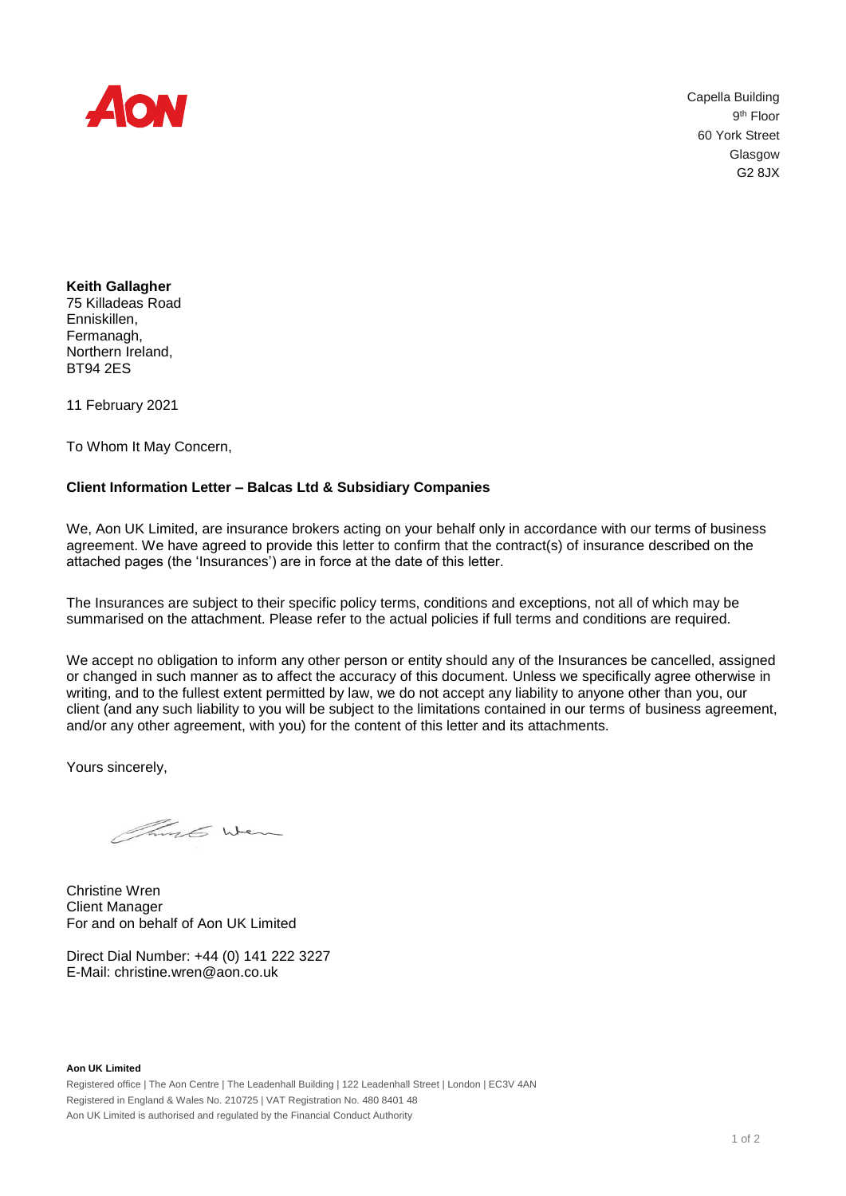AON

Capella Building
9th Floor
60 York Street
Glasgow
G2 8JX

**Keith Gallagher**
75 Killadeas Road
Enniskillen,
Fermanagh,
Northern Ireland,
BT94 2ES

11 February 2021

To Whom It May Concern,

**Client Information Letter – Balcas Ltd & Subsidiary Companies**

We, Aon UK Limited, are insurance brokers acting on your behalf only in accordance with our terms of business agreement. We have agreed to provide this letter to confirm that the contract(s) of insurance described on the attached pages (the 'Insurances') are in force at the date of this letter.

The Insurances are subject to their specific policy terms, conditions and exceptions, not all of which may be summarised on the attachment. Please refer to the actual policies if full terms and conditions are required.

We accept no obligation to inform any other person or entity should any of the Insurances be cancelled, assigned or changed in such manner as to affect the accuracy of this document. Unless we specifically agree otherwise in writing, and to the fullest extent permitted by law, we do not accept any liability to anyone other than you, our client (and any such liability to you will be subject to the limitations contained in our terms of business agreement, and/or any other agreement, with you) for the content of this letter and its attachments.

Yours sincerely,

Christine Wren
Client Manager
For and on behalf of Aon UK Limited

Direct Dial Number: +44 (0) 141 222 3227
E-Mail: christine.wren@aon.co.uk

**Aon UK Limited**
Registered office | The Aon Centre | The Leadenhall Building | 122 Leadenhall Street | London | EC3V 4AN
Registered in England & Wales No. 210725 | VAT Registration No. 480 8401 48
Aon UK Limited is authorised and regulated by the Financial Conduct Authority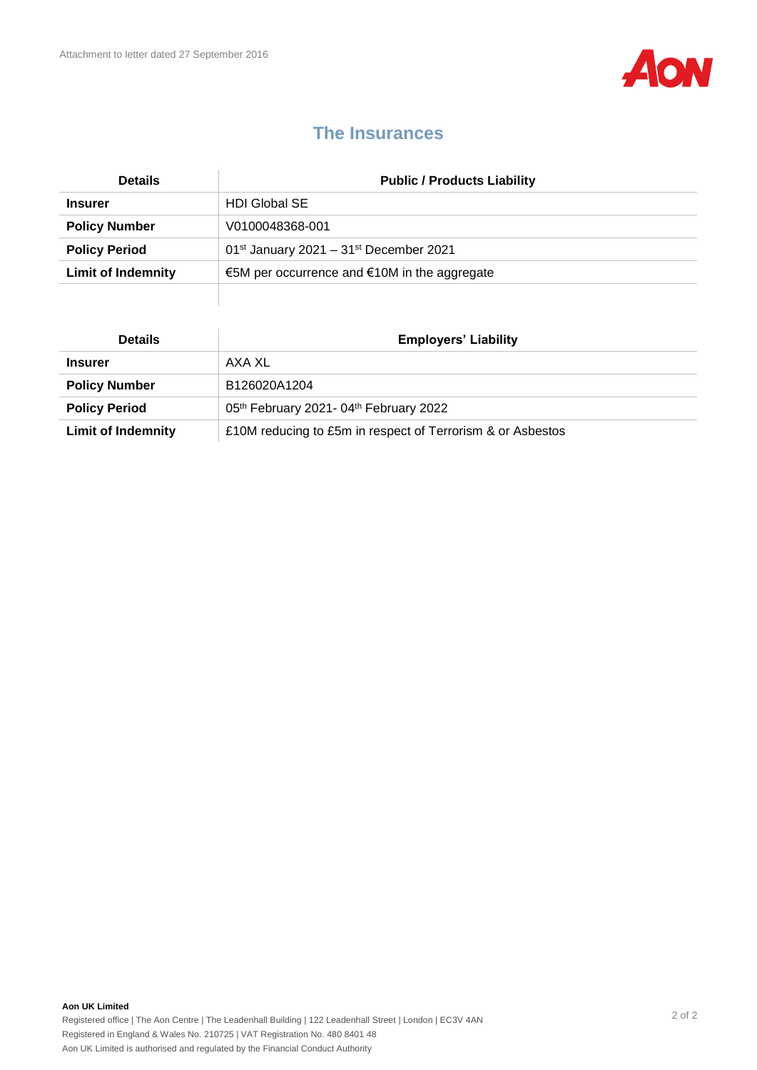Attachment to letter dated 27 September 2016

## The Insurances

| Details | Public / Products Liability |
|---|---|
| **Insurer** | HDI Global SE |
| **Policy Number** | V0100048368-001 |
| **Policy Period** | 01st January 2021 – 31st December 2021 |
| **Limit of Indemnity** | €5M per occurrence and €10M in the aggregate |

| Details | Employers' Liability |
|---|---|
| **Insurer** | AXA XL |
| **Policy Number** | B126020A1204 |
| **Policy Period** | 05th February 2021- 04th February 2022 |
| **Limit of Indemnity** | £10M reducing to £5m in respect of Terrorism & or Asbestos |

**Aon UK Limited**
Registered office | The Aon Centre | The Leadenhall Building | 122 Leadenhall Street | London | EC3V 4AN
Registered in England & Wales No. 210725 | VAT Registration No. 480 8401 48
Aon UK Limited is authorised and regulated by the Financial Conduct Authority